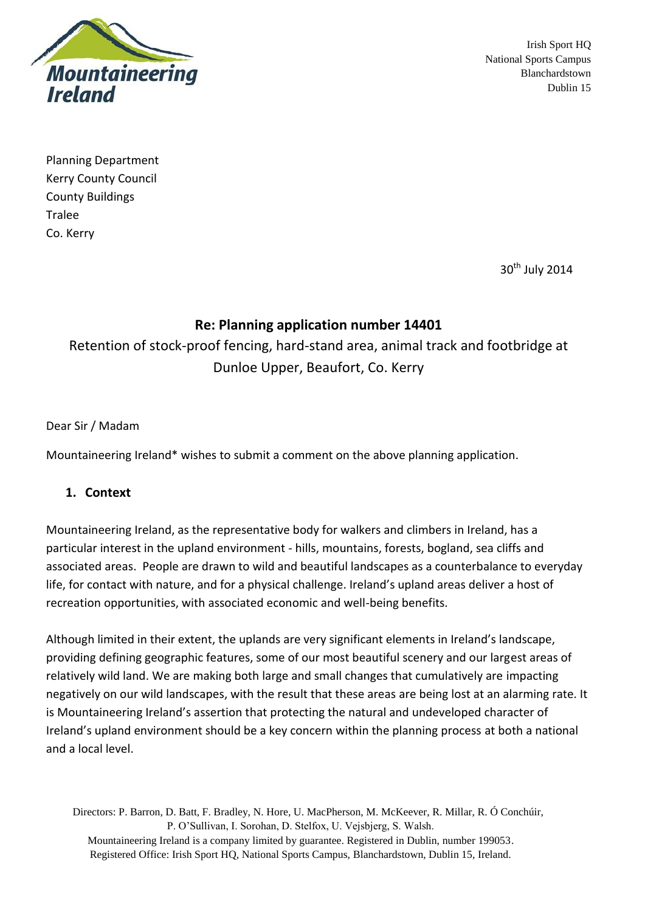Mountaineering Ireland

Irish Sport HQ
National Sports Campus
Blanchardstown
Dublin 15

Planning Department
Kerry County Council
County Buildings
Tralee
Co. Kerry

30th July 2014

## Re: Planning application number 14401

Retention of stock-proof fencing, hard-stand area, animal track and footbridge at Dunloe Upper, Beaufort, Co. Kerry

Dear Sir / Madam

Mountaineering Ireland* wishes to submit a comment on the above planning application.

### 1. Context

Mountaineering Ireland, as the representative body for walkers and climbers in Ireland, has a particular interest in the upland environment - hills, mountains, forests, bogland, sea cliffs and associated areas. People are drawn to wild and beautiful landscapes as a counterbalance to everyday life, for contact with nature, and for a physical challenge. Ireland's upland areas deliver a host of recreation opportunities, with associated economic and well-being benefits.

Although limited in their extent, the uplands are very significant elements in Ireland's landscape, providing defining geographic features, some of our most beautiful scenery and our largest areas of relatively wild land. We are making both large and small changes that cumulatively are impacting negatively on our wild landscapes, with the result that these areas are being lost at an alarming rate. It is Mountaineering Ireland's assertion that protecting the natural and undeveloped character of Ireland's upland environment should be a key concern within the planning process at both a national and a local level.

Directors: P. Barron, D. Batt, F. Bradley, N. Hore, U. MacPherson, M. McKeever, R. Millar, R. Ó Conchúir, P. O'Sullivan, I. Sorohan, D. Stelfox, U. Vejsbjerg, S. Walsh.
Mountaineering Ireland is a company limited by guarantee. Registered in Dublin, number 199053.
Registered Office: Irish Sport HQ, National Sports Campus, Blanchardstown, Dublin 15, Ireland.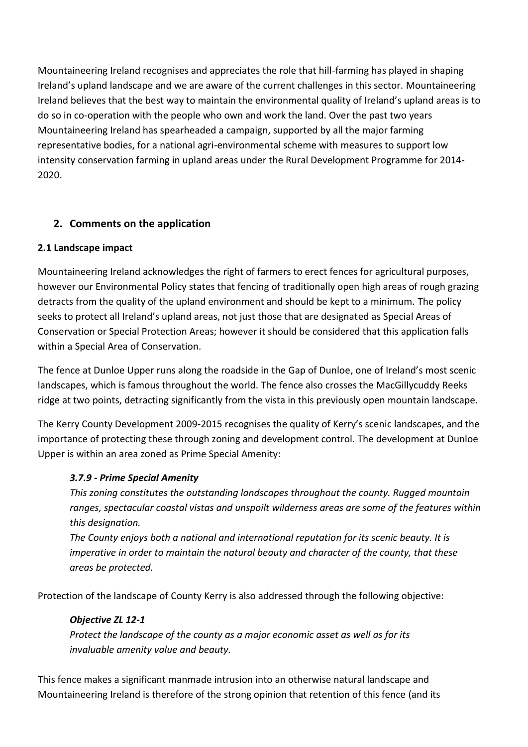Mountaineering Ireland recognises and appreciates the role that hill-farming has played in shaping Ireland's upland landscape and we are aware of the current challenges in this sector. Mountaineering Ireland believes that the best way to maintain the environmental quality of Ireland's upland areas is to do so in co-operation with the people who own and work the land. Over the past two years Mountaineering Ireland has spearheaded a campaign, supported by all the major farming representative bodies, for a national agri-environmental scheme with measures to support low intensity conservation farming in upland areas under the Rural Development Programme for 2014-2020.

## 2. Comments on the application

### 2.1 Landscape impact

Mountaineering Ireland acknowledges the right of farmers to erect fences for agricultural purposes, however our Environmental Policy states that fencing of traditionally open high areas of rough grazing detracts from the quality of the upland environment and should be kept to a minimum. The policy seeks to protect all Ireland's upland areas, not just those that are designated as Special Areas of Conservation or Special Protection Areas; however it should be considered that this application falls within a Special Area of Conservation.

The fence at Dunloe Upper runs along the roadside in the Gap of Dunloe, one of Ireland's most scenic landscapes, which is famous throughout the world. The fence also crosses the MacGillycuddy Reeks ridge at two points, detracting significantly from the vista in this previously open mountain landscape.

The Kerry County Development 2009-2015 recognises the quality of Kerry's scenic landscapes, and the importance of protecting these through zoning and development control. The development at Dunloe Upper is within an area zoned as Prime Special Amenity:

> ***3.7.9 - Prime Special Amenity***
>
> *This zoning constitutes the outstanding landscapes throughout the county. Rugged mountain ranges, spectacular coastal vistas and unspoilt wilderness areas are some of the features within this designation.*
>
> *The County enjoys both a national and international reputation for its scenic beauty. It is imperative in order to maintain the natural beauty and character of the county, that these areas be protected.*

Protection of the landscape of County Kerry is also addressed through the following objective:

> ***Objective ZL 12-1***
>
> *Protect the landscape of the county as a major economic asset as well as for its invaluable amenity value and beauty.*

This fence makes a significant manmade intrusion into an otherwise natural landscape and Mountaineering Ireland is therefore of the strong opinion that retention of this fence (and its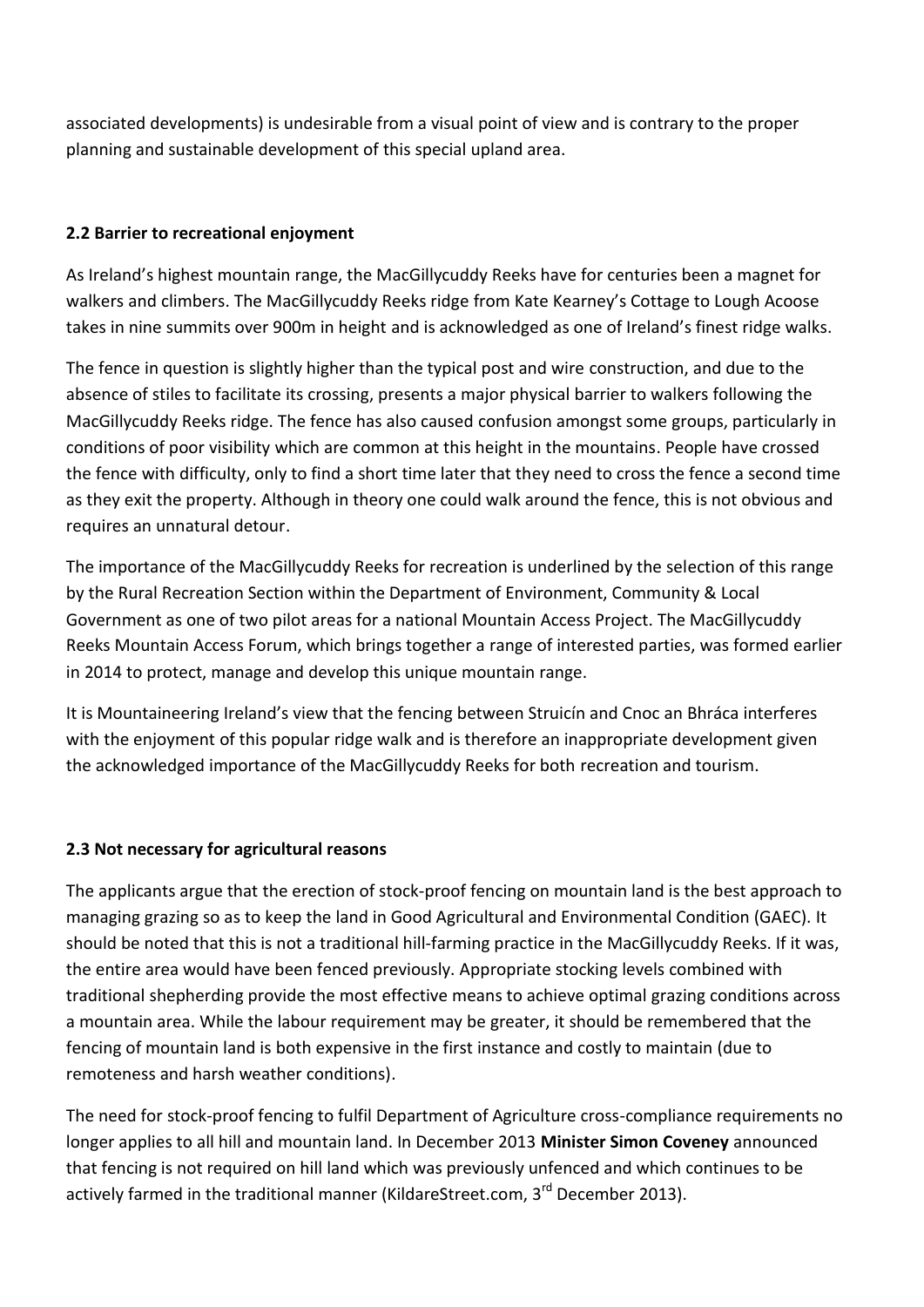associated developments) is undesirable from a visual point of view and is contrary to the proper planning and sustainable development of this special upland area.

### 2.2 Barrier to recreational enjoyment

As Ireland's highest mountain range, the MacGillycuddy Reeks have for centuries been a magnet for walkers and climbers. The MacGillycuddy Reeks ridge from Kate Kearney's Cottage to Lough Acoose takes in nine summits over 900m in height and is acknowledged as one of Ireland's finest ridge walks.

The fence in question is slightly higher than the typical post and wire construction, and due to the absence of stiles to facilitate its crossing, presents a major physical barrier to walkers following the MacGillycuddy Reeks ridge. The fence has also caused confusion amongst some groups, particularly in conditions of poor visibility which are common at this height in the mountains. People have crossed the fence with difficulty, only to find a short time later that they need to cross the fence a second time as they exit the property. Although in theory one could walk around the fence, this is not obvious and requires an unnatural detour.

The importance of the MacGillycuddy Reeks for recreation is underlined by the selection of this range by the Rural Recreation Section within the Department of Environment, Community & Local Government as one of two pilot areas for a national Mountain Access Project. The MacGillycuddy Reeks Mountain Access Forum, which brings together a range of interested parties, was formed earlier in 2014 to protect, manage and develop this unique mountain range.

It is Mountaineering Ireland's view that the fencing between Struicín and Cnoc an Bhráca interferes with the enjoyment of this popular ridge walk and is therefore an inappropriate development given the acknowledged importance of the MacGillycuddy Reeks for both recreation and tourism.

### 2.3 Not necessary for agricultural reasons

The applicants argue that the erection of stock-proof fencing on mountain land is the best approach to managing grazing so as to keep the land in Good Agricultural and Environmental Condition (GAEC). It should be noted that this is not a traditional hill-farming practice in the MacGillycuddy Reeks. If it was, the entire area would have been fenced previously. Appropriate stocking levels combined with traditional shepherding provide the most effective means to achieve optimal grazing conditions across a mountain area. While the labour requirement may be greater, it should be remembered that the fencing of mountain land is both expensive in the first instance and costly to maintain (due to remoteness and harsh weather conditions).

The need for stock-proof fencing to fulfil Department of Agriculture cross-compliance requirements no longer applies to all hill and mountain land. In December 2013 **Minister Simon Coveney** announced that fencing is not required on hill land which was previously unfenced and which continues to be actively farmed in the traditional manner (KildareStreet.com, 3rd December 2013).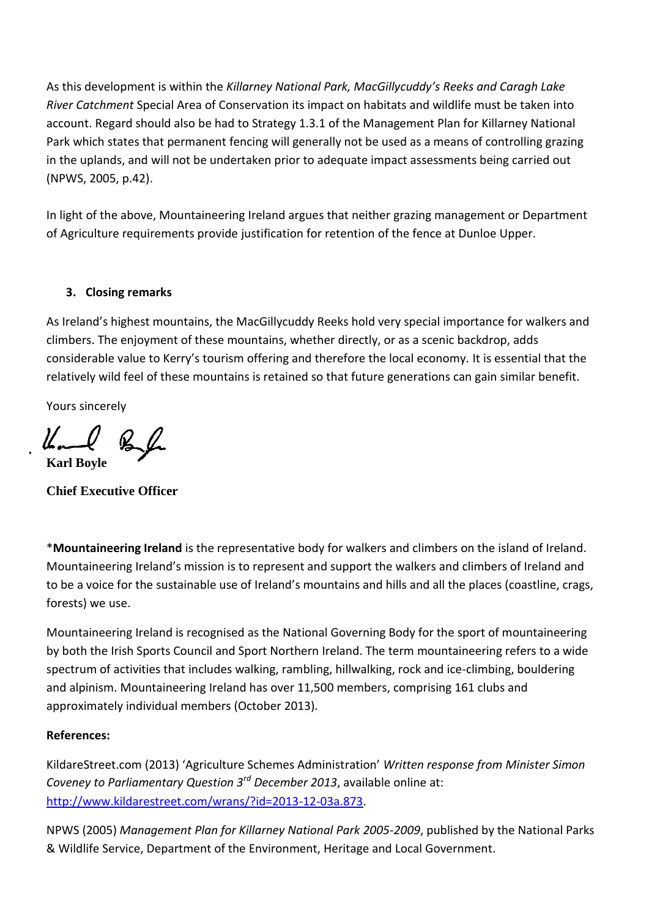As this development is within the *Killarney National Park, MacGillycuddy's Reeks and Caragh Lake River Catchment* Special Area of Conservation its impact on habitats and wildlife must be taken into account. Regard should also be had to Strategy 1.3.1 of the Management Plan for Killarney National Park which states that permanent fencing will generally not be used as a means of controlling grazing in the uplands, and will not be undertaken prior to adequate impact assessments being carried out (NPWS, 2005, p.42).

In light of the above, Mountaineering Ireland argues that neither grazing management or Department of Agriculture requirements provide justification for retention of the fence at Dunloe Upper.

## 3. Closing remarks

As Ireland's highest mountains, the MacGillycuddy Reeks hold very special importance for walkers and climbers. The enjoyment of these mountains, whether directly, or as a scenic backdrop, adds considerable value to Kerry's tourism offering and therefore the local economy. It is essential that the relatively wild feel of these mountains is retained so that future generations can gain similar benefit.

Yours sincerely

**Karl Boyle**

**Chief Executive Officer**

\***Mountaineering Ireland** is the representative body for walkers and climbers on the island of Ireland. Mountaineering Ireland's mission is to represent and support the walkers and climbers of Ireland and to be a voice for the sustainable use of Ireland's mountains and hills and all the places (coastline, crags, forests) we use.

Mountaineering Ireland is recognised as the National Governing Body for the sport of mountaineering by both the Irish Sports Council and Sport Northern Ireland. The term mountaineering refers to a wide spectrum of activities that includes walking, rambling, hillwalking, rock and ice-climbing, bouldering and alpinism. Mountaineering Ireland has over 11,500 members, comprising 161 clubs and approximately individual members (October 2013).

**References:**

KildareStreet.com (2013) 'Agriculture Schemes Administration' *Written response from Minister Simon Coveney to Parliamentary Question 3rd December 2013*, available online at: [http://www.kildarestreet.com/wrans/?id=2013-12-03a.873](http://www.kildarestreet.com/wrans/?id=2013-12-03a.873).

NPWS (2005) *Management Plan for Killarney National Park 2005-2009*, published by the National Parks & Wildlife Service, Department of the Environment, Heritage and Local Government.